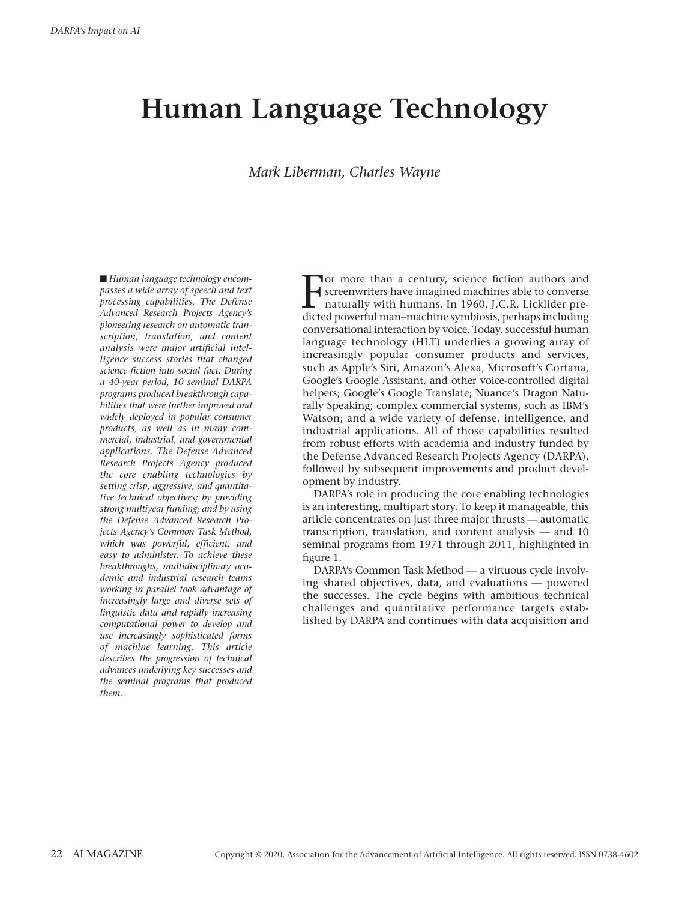# Human Language Technology

*Mark Liberman, Charles Wayne*

■ *Human language technology encompasses a wide array of speech and text processing capabilities. The Defense Advanced Research Projects Agency's pioneering research on automatic transcription, translation, and content analysis were major artificial intelligence success stories that changed science fiction into social fact. During a 40-year period, 10 seminal DARPA programs produced breakthrough capabilities that were further improved and widely deployed in popular consumer products, as well as in many commercial, industrial, and governmental applications. The Defense Advanced Research Projects Agency produced the core enabling technologies by setting crisp, aggressive, and quantitative technical objectives; by providing strong multiyear funding; and by using the Defense Advanced Research Projects Agency's Common Task Method, which was powerful, efficient, and easy to administer. To achieve these breakthroughs, multidisciplinary academic and industrial research teams working in parallel took advantage of increasingly large and diverse sets of linguistic data and rapidly increasing computational power to develop and use increasingly sophisticated forms of machine learning. This article describes the progression of technical advances underlying key successes and the seminal programs that produced them.*

For more than a century, science fiction authors and screenwriters have imagined machines able to converse naturally with humans. In 1960, J.C.R. Licklider predicted powerful man–machine symbiosis, perhaps including conversational interaction by voice. Today, successful human language technology (HLT) underlies a growing array of increasingly popular consumer products and services, such as Apple's Siri, Amazon's Alexa, Microsoft's Cortana, Google's Google Assistant, and other voice-controlled digital helpers; Google's Google Translate; Nuance's Dragon Naturally Speaking; complex commercial systems, such as IBM's Watson; and a wide variety of defense, intelligence, and industrial applications. All of those capabilities resulted from robust efforts with academia and industry funded by the Defense Advanced Research Projects Agency (DARPA), followed by subsequent improvements and product development by industry.

DARPA's role in producing the core enabling technologies is an interesting, multipart story. To keep it manageable, this article concentrates on just three major thrusts — automatic transcription, translation, and content analysis — and 10 seminal programs from 1971 through 2011, highlighted in figure 1.

DARPA's Common Task Method — a virtuous cycle involving shared objectives, data, and evaluations — powered the successes. The cycle begins with ambitious technical challenges and quantitative performance targets established by DARPA and continues with data acquisition and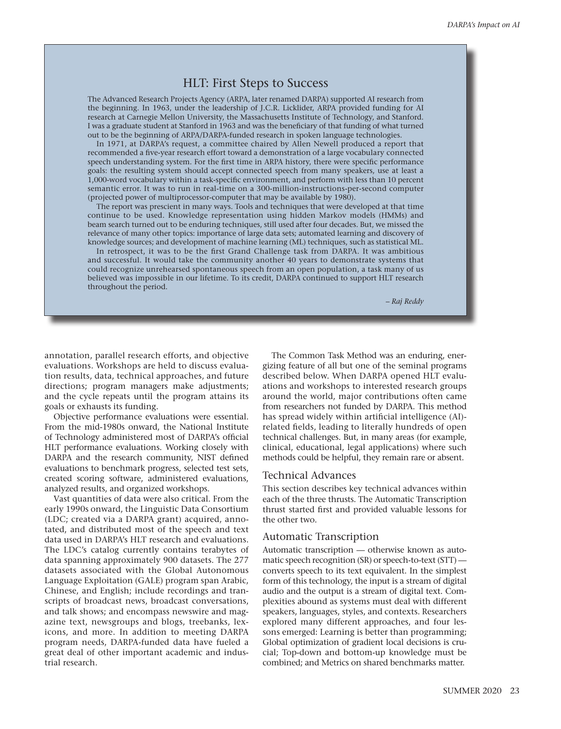## HLT: First Steps to Success

The Advanced Research Projects Agency (ARPA, later renamed DARPA) supported AI research from the beginning. In 1963, under the leadership of J.C.R. Licklider, ARPA provided funding for AI research at Carnegie Mellon University, the Massachusetts Institute of Technology, and Stanford. I was a graduate student at Stanford in 1963 and was the beneficiary of that funding of what turned out to be the beginning of ARPA/DARPA-funded research in spoken language technologies.

In 1971, at DARPA's request, a committee chaired by Allen Newell produced a report that recommended a five-year research effort toward a demonstration of a large vocabulary connected speech understanding system. For the first time in ARPA history, there were specific performance goals: the resulting system should accept connected speech from many speakers, use at least a 1,000-word vocabulary within a task-specific environment, and perform with less than 10 percent semantic error. It was to run in real-time on a 300-million-instructions-per-second computer (projected power of multiprocessor-computer that may be available by 1980).

The report was prescient in many ways. Tools and techniques that were developed at that time continue to be used. Knowledge representation using hidden Markov models (HMMs) and beam search turned out to be enduring techniques, still used after four decades. But, we missed the relevance of many other topics: importance of large data sets; automated learning and discovery of knowledge sources; and development of machine learning (ML) techniques, such as statistical ML.

In retrospect, it was to be the first Grand Challenge task from DARPA. It was ambitious and successful. It would take the community another 40 years to demonstrate systems that could recognize unrehearsed spontaneous speech from an open population, a task many of us believed was impossible in our lifetime. To its credit, DARPA continued to support HLT research throughout the period.

*– Raj Reddy*

annotation, parallel research efforts, and objective evaluations. Workshops are held to discuss evaluation results, data, technical approaches, and future directions; program managers make adjustments; and the cycle repeats until the program attains its goals or exhausts its funding.

Objective performance evaluations were essential. From the mid-1980s onward, the National Institute of Technology administered most of DARPA's official HLT performance evaluations. Working closely with DARPA and the research community, NIST defined evaluations to benchmark progress, selected test sets, created scoring software, administered evaluations, analyzed results, and organized workshops.

Vast quantities of data were also critical. From the early 1990s onward, the Linguistic Data Consortium (LDC; created via a DARPA grant) acquired, annotated, and distributed most of the speech and text data used in DARPA's HLT research and evaluations. The LDC's catalog currently contains terabytes of data spanning approximately 900 datasets. The 277 datasets associated with the Global Autonomous Language Exploitation (GALE) program span Arabic, Chinese, and English; include recordings and transcripts of broadcast news, broadcast conversations, and talk shows; and encompass newswire and magazine text, newsgroups and blogs, treebanks, lexicons, and more. In addition to meeting DARPA program needs, DARPA-funded data have fueled a great deal of other important academic and industrial research.

The Common Task Method was an enduring, energizing feature of all but one of the seminal programs described below. When DARPA opened HLT evaluations and workshops to interested research groups around the world, major contributions often came from researchers not funded by DARPA. This method has spread widely within artificial intelligence (AI)-related fields, leading to literally hundreds of open technical challenges. But, in many areas (for example, clinical, educational, legal applications) where such methods could be helpful, they remain rare or absent.

### Technical Advances

This section describes key technical advances within each of the three thrusts. The Automatic Transcription thrust started first and provided valuable lessons for the other two.

### Automatic Transcription

Automatic transcription — otherwise known as automatic speech recognition (SR) or speech-to-text (STT) — converts speech to its text equivalent. In the simplest form of this technology, the input is a stream of digital audio and the output is a stream of digital text. Complexities abound as systems must deal with different speakers, languages, styles, and contexts. Researchers explored many different approaches, and four lessons emerged: Learning is better than programming; Global optimization of gradient local decisions is crucial; Top-down and bottom-up knowledge must be combined; and Metrics on shared benchmarks matter.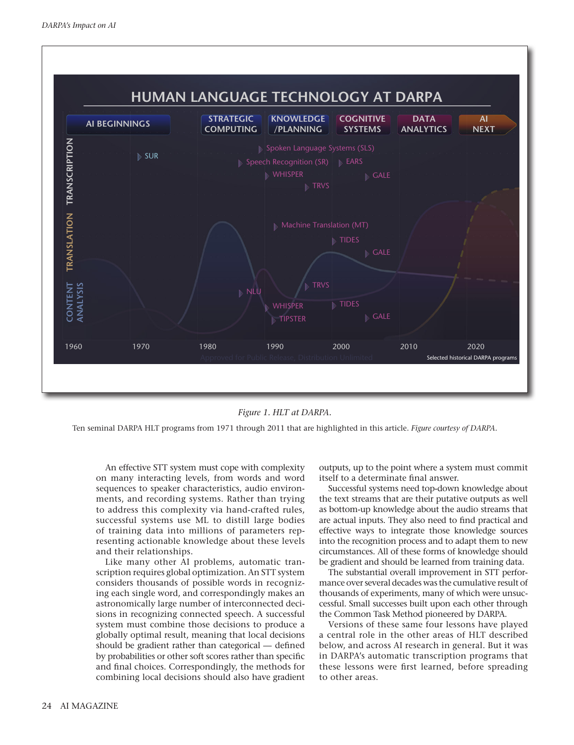*Figure 1. HLT at DARPA.*

Ten seminal DARPA HLT programs from 1971 through 2011 that are highlighted in this article. *Figure courtesy of DARPA.*

An effective STT system must cope with complexity on many interacting levels, from words and word sequences to speaker characteristics, audio environments, and recording systems. Rather than trying to address this complexity via hand-crafted rules, successful systems use ML to distill large bodies of training data into millions of parameters representing actionable knowledge about these levels and their relationships.

Like many other AI problems, automatic transcription requires global optimization. An STT system considers thousands of possible words in recognizing each single word, and correspondingly makes an astronomically large number of interconnected decisions in recognizing connected speech. A successful system must combine those decisions to produce a globally optimal result, meaning that local decisions should be gradient rather than categorical — defined by probabilities or other soft scores rather than specific and final choices. Correspondingly, the methods for combining local decisions should also have gradient outputs, up to the point where a system must commit itself to a determinate final answer.

Successful systems need top-down knowledge about the text streams that are their putative outputs as well as bottom-up knowledge about the audio streams that are actual inputs. They also need to find practical and effective ways to integrate those knowledge sources into the recognition process and to adapt them to new circumstances. All of these forms of knowledge should be gradient and should be learned from training data.

The substantial overall improvement in STT performance over several decades was the cumulative result of thousands of experiments, many of which were unsuccessful. Small successes built upon each other through the Common Task Method pioneered by DARPA.

Versions of these same four lessons have played a central role in the other areas of HLT described below, and across AI research in general. But it was in DARPA's automatic transcription programs that these lessons were first learned, before spreading to other areas.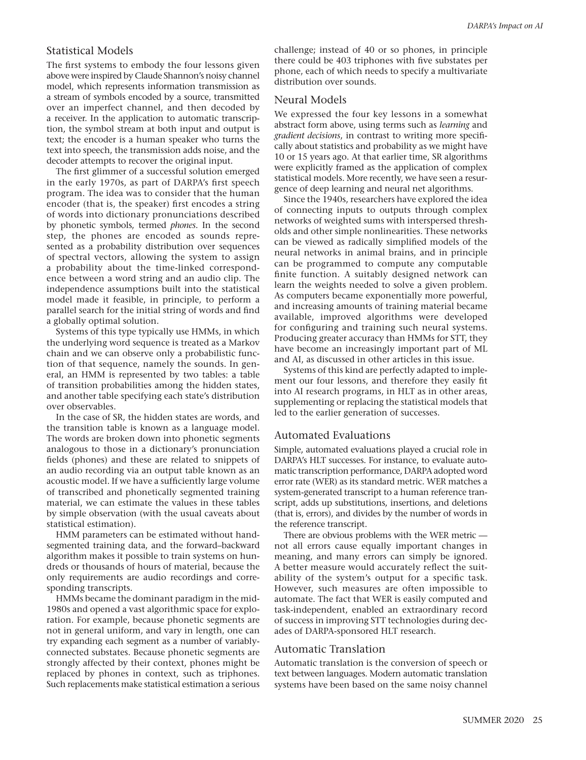## Statistical Models

The first systems to embody the four lessons given above were inspired by Claude Shannon's noisy channel model, which represents information transmission as a stream of symbols encoded by a source, transmitted over an imperfect channel, and then decoded by a receiver. In the application to automatic transcription, the symbol stream at both input and output is text; the encoder is a human speaker who turns the text into speech, the transmission adds noise, and the decoder attempts to recover the original input.

The first glimmer of a successful solution emerged in the early 1970s, as part of DARPA's first speech program. The idea was to consider that the human encoder (that is, the speaker) first encodes a string of words into dictionary pronunciations described by phonetic symbols, termed *phones*. In the second step, the phones are encoded as sounds represented as a probability distribution over sequences of spectral vectors, allowing the system to assign a probability about the time-linked correspondence between a word string and an audio clip. The independence assumptions built into the statistical model made it feasible, in principle, to perform a parallel search for the initial string of words and find a globally optimal solution.

Systems of this type typically use HMMs, in which the underlying word sequence is treated as a Markov chain and we can observe only a probabilistic function of that sequence, namely the sounds. In general, an HMM is represented by two tables: a table of transition probabilities among the hidden states, and another table specifying each state's distribution over observables.

In the case of SR, the hidden states are words, and the transition table is known as a language model. The words are broken down into phonetic segments analogous to those in a dictionary's pronunciation fields (phones) and these are related to snippets of an audio recording via an output table known as an acoustic model. If we have a sufficiently large volume of transcribed and phonetically segmented training material, we can estimate the values in these tables by simple observation (with the usual caveats about statistical estimation).

HMM parameters can be estimated without hand-segmented training data, and the forward–backward algorithm makes it possible to train systems on hundreds or thousands of hours of material, because the only requirements are audio recordings and corresponding transcripts.

HMMs became the dominant paradigm in the mid-1980s and opened a vast algorithmic space for exploration. For example, because phonetic segments are not in general uniform, and vary in length, one can try expanding each segment as a number of variably-connected substates. Because phonetic segments are strongly affected by their context, phones might be replaced by phones in context, such as triphones. Such replacements make statistical estimation a serious challenge; instead of 40 or so phones, in principle there could be 40[3] triphones with five substates per phone, each of which needs to specify a multivariate distribution over sounds.

## Neural Models

We expressed the four key lessons in a somewhat abstract form above, using terms such as *learning* and *gradient decisions*, in contrast to writing more specifically about statistics and probability as we might have 10 or 15 years ago. At that earlier time, SR algorithms were explicitly framed as the application of complex statistical models. More recently, we have seen a resurgence of deep learning and neural net algorithms.

Since the 1940s, researchers have explored the idea of connecting inputs to outputs through complex networks of weighted sums with interspersed thresholds and other simple nonlinearities. These networks can be viewed as radically simplified models of the neural networks in animal brains, and in principle can be programmed to compute any computable finite function. A suitably designed network can learn the weights needed to solve a given problem. As computers became exponentially more powerful, and increasing amounts of training material became available, improved algorithms were developed for configuring and training such neural systems. Producing greater accuracy than HMMs for STT, they have become an increasingly important part of ML and AI, as discussed in other articles in this issue.

Systems of this kind are perfectly adapted to implement our four lessons, and therefore they easily fit into AI research programs, in HLT as in other areas, supplementing or replacing the statistical models that led to the earlier generation of successes.

## Automated Evaluations

Simple, automated evaluations played a crucial role in DARPA's HLT successes. For instance, to evaluate automatic transcription performance, DARPA adopted word error rate (WER) as its standard metric. WER matches a system-generated transcript to a human reference transcript, adds up substitutions, insertions, and deletions (that is, errors), and divides by the number of words in the reference transcript.

There are obvious problems with the WER metric — not all errors cause equally important changes in meaning, and many errors can simply be ignored. A better measure would accurately reflect the suitability of the system's output for a specific task. However, such measures are often impossible to automate. The fact that WER is easily computed and task-independent, enabled an extraordinary record of success in improving STT technologies during decades of DARPA-sponsored HLT research.

## Automatic Translation

Automatic translation is the conversion of speech or text between languages. Modern automatic translation systems have been based on the same noisy channel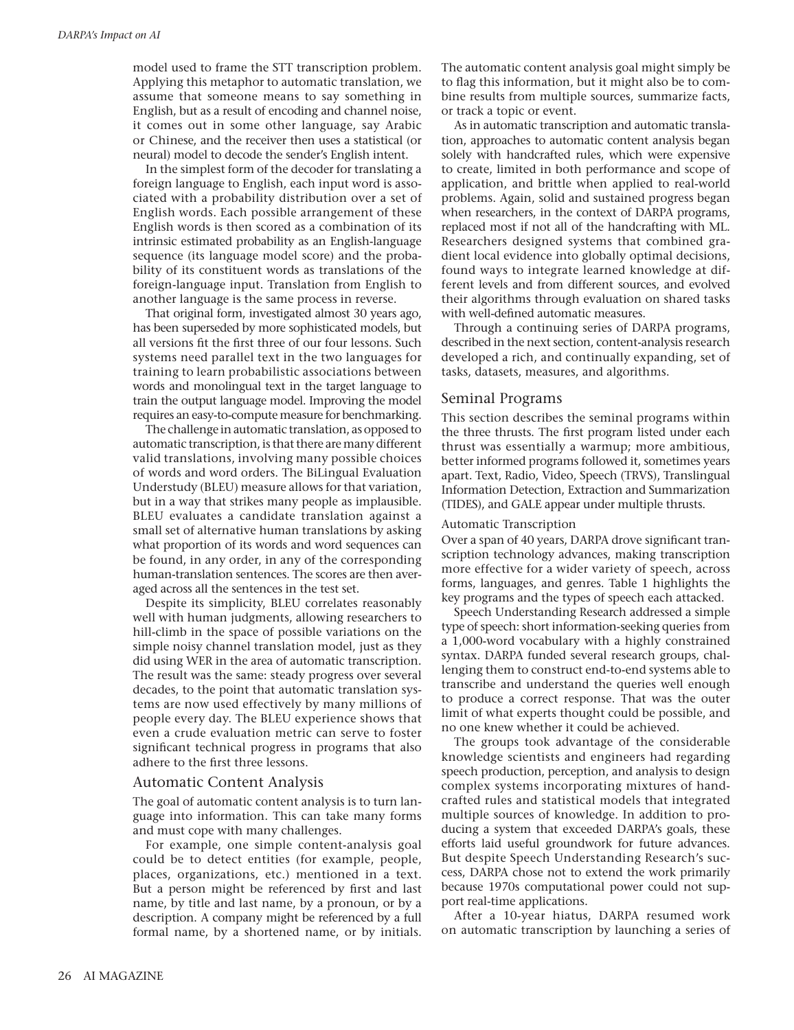model used to frame the STT transcription problem. Applying this metaphor to automatic translation, we assume that someone means to say something in English, but as a result of encoding and channel noise, it comes out in some other language, say Arabic or Chinese, and the receiver then uses a statistical (or neural) model to decode the sender's English intent.

In the simplest form of the decoder for translating a foreign language to English, each input word is associated with a probability distribution over a set of English words. Each possible arrangement of these English words is then scored as a combination of its intrinsic estimated probability as an English-language sequence (its language model score) and the probability of its constituent words as translations of the foreign-language input. Translation from English to another language is the same process in reverse.

That original form, investigated almost 30 years ago, has been superseded by more sophisticated models, but all versions fit the first three of our four lessons. Such systems need parallel text in the two languages for training to learn probabilistic associations between words and monolingual text in the target language to train the output language model. Improving the model requires an easy-to-compute measure for benchmarking.

The challenge in automatic translation, as opposed to automatic transcription, is that there are many different valid translations, involving many possible choices of words and word orders. The BiLingual Evaluation Understudy (BLEU) measure allows for that variation, but in a way that strikes many people as implausible. BLEU evaluates a candidate translation against a small set of alternative human translations by asking what proportion of its words and word sequences can be found, in any order, in any of the corresponding human-translation sentences. The scores are then averaged across all the sentences in the test set.

Despite its simplicity, BLEU correlates reasonably well with human judgments, allowing researchers to hill-climb in the space of possible variations on the simple noisy channel translation model, just as they did using WER in the area of automatic transcription. The result was the same: steady progress over several decades, to the point that automatic translation systems are now used effectively by many millions of people every day. The BLEU experience shows that even a crude evaluation metric can serve to foster significant technical progress in programs that also adhere to the first three lessons.

## Automatic Content Analysis

The goal of automatic content analysis is to turn language into information. This can take many forms and must cope with many challenges.

For example, one simple content-analysis goal could be to detect entities (for example, people, places, organizations, etc.) mentioned in a text. But a person might be referenced by first and last name, by title and last name, by a pronoun, or by a description. A company might be referenced by a full formal name, by a shortened name, or by initials. The automatic content analysis goal might simply be to flag this information, but it might also be to combine results from multiple sources, summarize facts, or track a topic or event.

As in automatic transcription and automatic translation, approaches to automatic content analysis began solely with handcrafted rules, which were expensive to create, limited in both performance and scope of application, and brittle when applied to real-world problems. Again, solid and sustained progress began when researchers, in the context of DARPA programs, replaced most if not all of the handcrafting with ML. Researchers designed systems that combined gradient local evidence into globally optimal decisions, found ways to integrate learned knowledge at different levels and from different sources, and evolved their algorithms through evaluation on shared tasks with well-defined automatic measures.

Through a continuing series of DARPA programs, described in the next section, content-analysis research developed a rich, and continually expanding, set of tasks, datasets, measures, and algorithms.

## Seminal Programs

This section describes the seminal programs within the three thrusts. The first program listed under each thrust was essentially a warmup; more ambitious, better informed programs followed it, sometimes years apart. Text, Radio, Video, Speech (TRVS), Translingual Information Detection, Extraction and Summarization (TIDES), and GALE appear under multiple thrusts.

### Automatic Transcription

Over a span of 40 years, DARPA drove significant transcription technology advances, making transcription more effective for a wider variety of speech, across forms, languages, and genres. Table 1 highlights the key programs and the types of speech each attacked.

Speech Understanding Research addressed a simple type of speech: short information-seeking queries from a 1,000-word vocabulary with a highly constrained syntax. DARPA funded several research groups, challenging them to construct end-to-end systems able to transcribe and understand the queries well enough to produce a correct response. That was the outer limit of what experts thought could be possible, and no one knew whether it could be achieved.

The groups took advantage of the considerable knowledge scientists and engineers had regarding speech production, perception, and analysis to design complex systems incorporating mixtures of handcrafted rules and statistical models that integrated multiple sources of knowledge. In addition to producing a system that exceeded DARPA's goals, these efforts laid useful groundwork for future advances. But despite Speech Understanding Research's success, DARPA chose not to extend the work primarily because 1970s computational power could not support real-time applications.

After a 10-year hiatus, DARPA resumed work on automatic transcription by launching a series of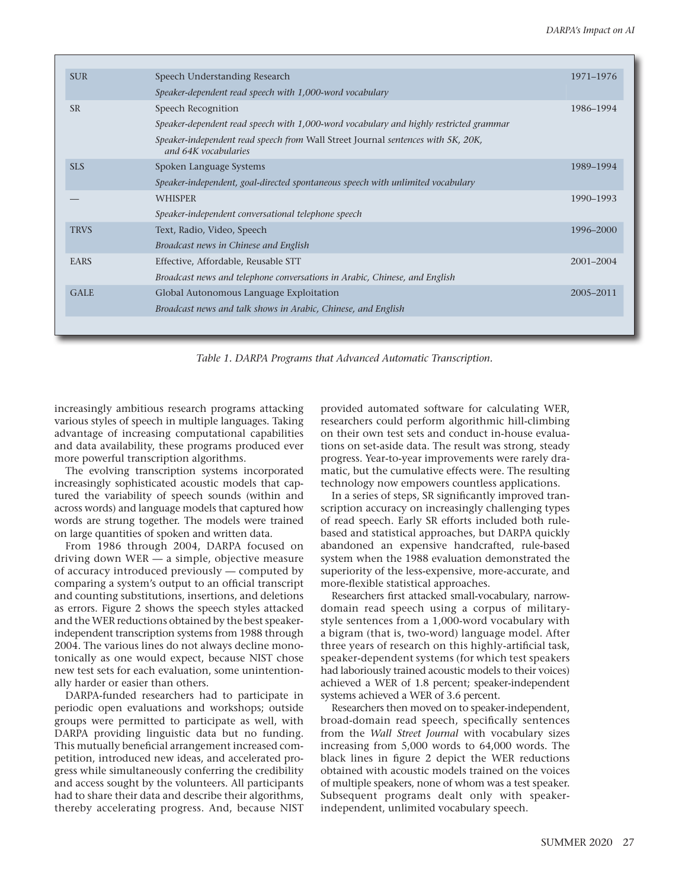| Acronym | Program | Years |
|---|---|---|
| SUR | Speech Understanding Research | 1971–1976 |
| | *Speaker-dependent read speech with 1,000-word vocabulary* | |
| SR | Speech Recognition | 1986–1994 |
| | *Speaker-dependent read speech with 1,000-word vocabulary and highly restricted grammar* | |
| | *Speaker-independent read speech from* Wall Street Journal *sentences with 5K, 20K, and 64K vocabularies* | |
| SLS | Spoken Language Systems | 1989–1994 |
| | *Speaker-independent, goal-directed spontaneous speech with unlimited vocabulary* | |
| — | WHISPER | 1990–1993 |
| | *Speaker-independent conversational telephone speech* | |
| TRVS | Text, Radio, Video, Speech | 1996–2000 |
| | *Broadcast news in Chinese and English* | |
| EARS | Effective, Affordable, Reusable STT | 2001–2004 |
| | *Broadcast news and telephone conversations in Arabic, Chinese, and English* | |
| GALE | Global Autonomous Language Exploitation | 2005–2011 |
| | *Broadcast news and talk shows in Arabic, Chinese, and English* | |

*Table 1. DARPA Programs that Advanced Automatic Transcription.*

increasingly ambitious research programs attacking various styles of speech in multiple languages. Taking advantage of increasing computational capabilities and data availability, these programs produced ever more powerful transcription algorithms.

The evolving transcription systems incorporated increasingly sophisticated acoustic models that captured the variability of speech sounds (within and across words) and language models that captured how words are strung together. The models were trained on large quantities of spoken and written data.

From 1986 through 2004, DARPA focused on driving down WER — a simple, objective measure of accuracy introduced previously — computed by comparing a system's output to an official transcript and counting substitutions, insertions, and deletions as errors. Figure 2 shows the speech styles attacked and the WER reductions obtained by the best speaker-independent transcription systems from 1988 through 2004. The various lines do not always decline monotonically as one would expect, because NIST chose new test sets for each evaluation, some unintentionally harder or easier than others.

DARPA-funded researchers had to participate in periodic open evaluations and workshops; outside groups were permitted to participate as well, with DARPA providing linguistic data but no funding. This mutually beneficial arrangement increased competition, introduced new ideas, and accelerated progress while simultaneously conferring the credibility and access sought by the volunteers. All participants had to share their data and describe their algorithms, thereby accelerating progress. And, because NIST provided automated software for calculating WER, researchers could perform algorithmic hill-climbing on their own test sets and conduct in-house evaluations on set-aside data. The result was strong, steady progress. Year-to-year improvements were rarely dramatic, but the cumulative effects were. The resulting technology now empowers countless applications.

In a series of steps, SR significantly improved transcription accuracy on increasingly challenging types of read speech. Early SR efforts included both rule-based and statistical approaches, but DARPA quickly abandoned an expensive handcrafted, rule-based system when the 1988 evaluation demonstrated the superiority of the less-expensive, more-accurate, and more-flexible statistical approaches.

Researchers first attacked small-vocabulary, narrow-domain read speech using a corpus of military-style sentences from a 1,000-word vocabulary with a bigram (that is, two-word) language model. After three years of research on this highly-artificial task, speaker-dependent systems (for which test speakers had laboriously trained acoustic models to their voices) achieved a WER of 1.8 percent; speaker-independent systems achieved a WER of 3.6 percent.

Researchers then moved on to speaker-independent, broad-domain read speech, specifically sentences from the *Wall Street Journal* with vocabulary sizes increasing from 5,000 words to 64,000 words. The black lines in figure 2 depict the WER reductions obtained with acoustic models trained on the voices of multiple speakers, none of whom was a test speaker. Subsequent programs dealt only with speaker-independent, unlimited vocabulary speech.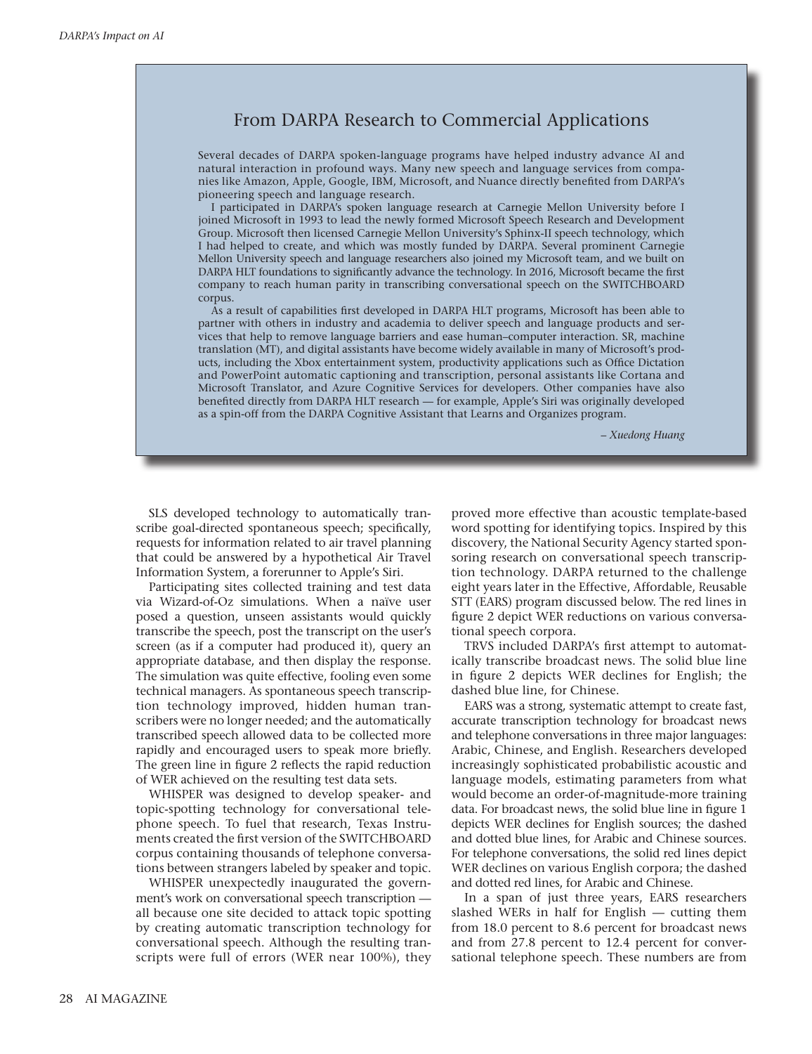## From DARPA Research to Commercial Applications

Several decades of DARPA spoken-language programs have helped industry advance AI and natural interaction in profound ways. Many new speech and language services from companies like Amazon, Apple, Google, IBM, Microsoft, and Nuance directly benefited from DARPA's pioneering speech and language research.

I participated in DARPA's spoken language research at Carnegie Mellon University before I joined Microsoft in 1993 to lead the newly formed Microsoft Speech Research and Development Group. Microsoft then licensed Carnegie Mellon University's Sphinx-II speech technology, which I had helped to create, and which was mostly funded by DARPA. Several prominent Carnegie Mellon University speech and language researchers also joined my Microsoft team, and we built on DARPA HLT foundations to significantly advance the technology. In 2016, Microsoft became the first company to reach human parity in transcribing conversational speech on the SWITCHBOARD corpus.

As a result of capabilities first developed in DARPA HLT programs, Microsoft has been able to partner with others in industry and academia to deliver speech and language products and services that help to remove language barriers and ease human–computer interaction. SR, machine translation (MT), and digital assistants have become widely available in many of Microsoft's products, including the Xbox entertainment system, productivity applications such as Office Dictation and PowerPoint automatic captioning and transcription, personal assistants like Cortana and Microsoft Translator, and Azure Cognitive Services for developers. Other companies have also benefited directly from DARPA HLT research — for example, Apple's Siri was originally developed as a spin-off from the DARPA Cognitive Assistant that Learns and Organizes program.

*– Xuedong Huang*

SLS developed technology to automatically transcribe goal-directed spontaneous speech; specifically, requests for information related to air travel planning that could be answered by a hypothetical Air Travel Information System, a forerunner to Apple's Siri.

Participating sites collected training and test data via Wizard-of-Oz simulations. When a naïve user posed a question, unseen assistants would quickly transcribe the speech, post the transcript on the user's screen (as if a computer had produced it), query an appropriate database, and then display the response. The simulation was quite effective, fooling even some technical managers. As spontaneous speech transcription technology improved, hidden human transcribers were no longer needed; and the automatically transcribed speech allowed data to be collected more rapidly and encouraged users to speak more briefly. The green line in figure 2 reflects the rapid reduction of WER achieved on the resulting test data sets.

WHISPER was designed to develop speaker- and topic-spotting technology for conversational telephone speech. To fuel that research, Texas Instruments created the first version of the SWITCHBOARD corpus containing thousands of telephone conversations between strangers labeled by speaker and topic.

WHISPER unexpectedly inaugurated the government's work on conversational speech transcription — all because one site decided to attack topic spotting by creating automatic transcription technology for conversational speech. Although the resulting transcripts were full of errors (WER near 100%), they proved more effective than acoustic template-based word spotting for identifying topics. Inspired by this discovery, the National Security Agency started sponsoring research on conversational speech transcription technology. DARPA returned to the challenge eight years later in the Effective, Affordable, Reusable STT (EARS) program discussed below. The red lines in figure 2 depict WER reductions on various conversational speech corpora.

TRVS included DARPA's first attempt to automatically transcribe broadcast news. The solid blue line in figure 2 depicts WER declines for English; the dashed blue line, for Chinese.

EARS was a strong, systematic attempt to create fast, accurate transcription technology for broadcast news and telephone conversations in three major languages: Arabic, Chinese, and English. Researchers developed increasingly sophisticated probabilistic acoustic and language models, estimating parameters from what would become an order-of-magnitude-more training data. For broadcast news, the solid blue line in figure 1 depicts WER declines for English sources; the dashed and dotted blue lines, for Arabic and Chinese sources. For telephone conversations, the solid red lines depict WER declines on various English corpora; the dashed and dotted red lines, for Arabic and Chinese.

In a span of just three years, EARS researchers slashed WERs in half for English — cutting them from 18.0 percent to 8.6 percent for broadcast news and from 27.8 percent to 12.4 percent for conversational telephone speech. These numbers are from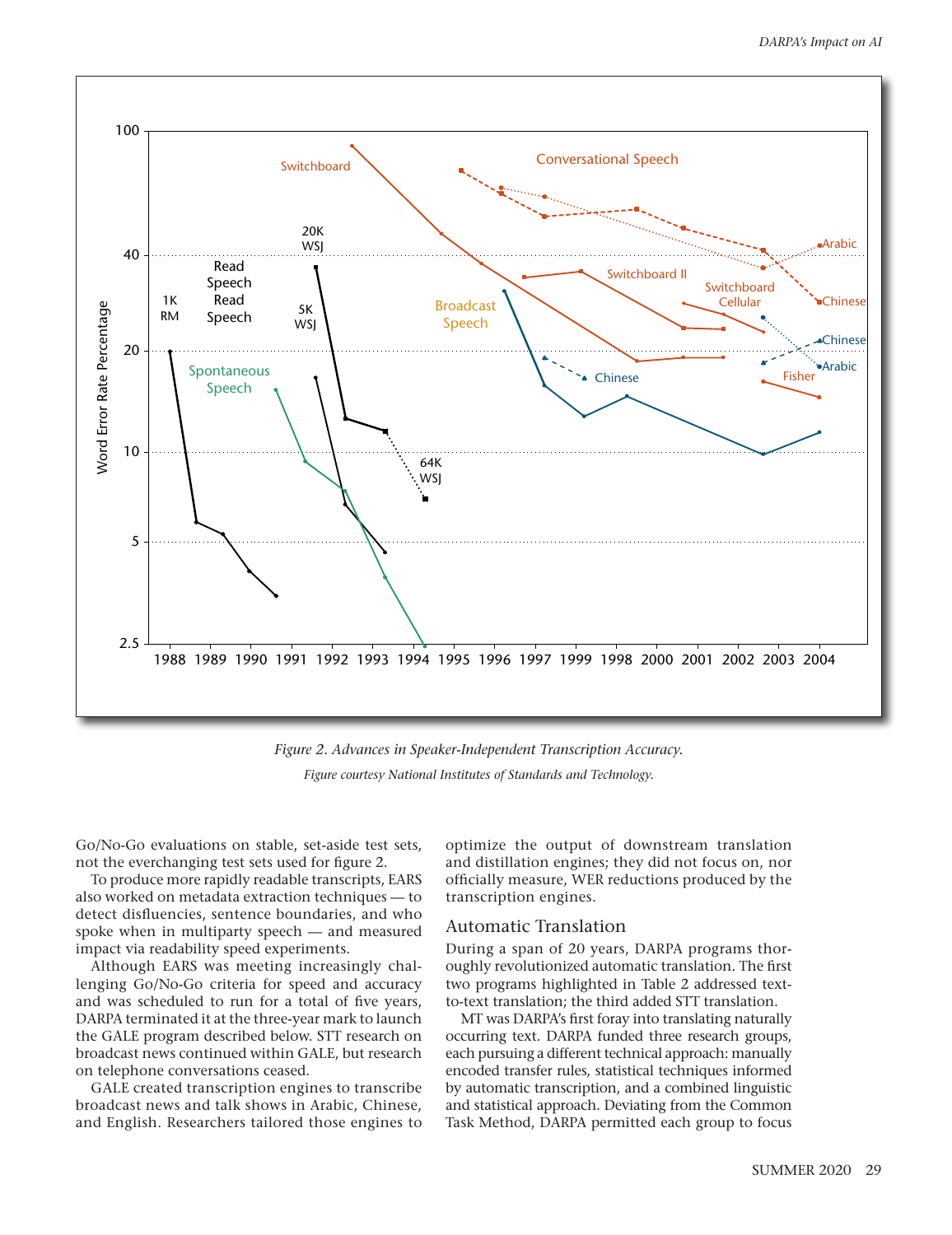*Figure 2. Advances in Speaker-Independent Transcription Accuracy.*

*Figure courtesy National Institutes of Standards and Technology.*

Go/No-Go evaluations on stable, set-aside test sets, not the everchanging test sets used for figure 2.

To produce more rapidly readable transcripts, EARS also worked on metadata extraction techniques — to detect disfluencies, sentence boundaries, and who spoke when in multiparty speech — and measured impact via readability speed experiments.

Although EARS was meeting increasingly challenging Go/No-Go criteria for speed and accuracy and was scheduled to run for a total of five years, DARPA terminated it at the three-year mark to launch the GALE program described below. STT research on broadcast news continued within GALE, but research on telephone conversations ceased.

GALE created transcription engines to transcribe broadcast news and talk shows in Arabic, Chinese, and English. Researchers tailored those engines to optimize the output of downstream translation and distillation engines; they did not focus on, nor officially measure, WER reductions produced by the transcription engines.

## Automatic Translation

During a span of 20 years, DARPA programs thoroughly revolutionized automatic translation. The first two programs highlighted in Table 2 addressed text-to-text translation; the third added STT translation.

MT was DARPA's first foray into translating naturally occurring text. DARPA funded three research groups, each pursuing a different technical approach: manually encoded transfer rules, statistical techniques informed by automatic transcription, and a combined linguistic and statistical approach. Deviating from the Common Task Method, DARPA permitted each group to focus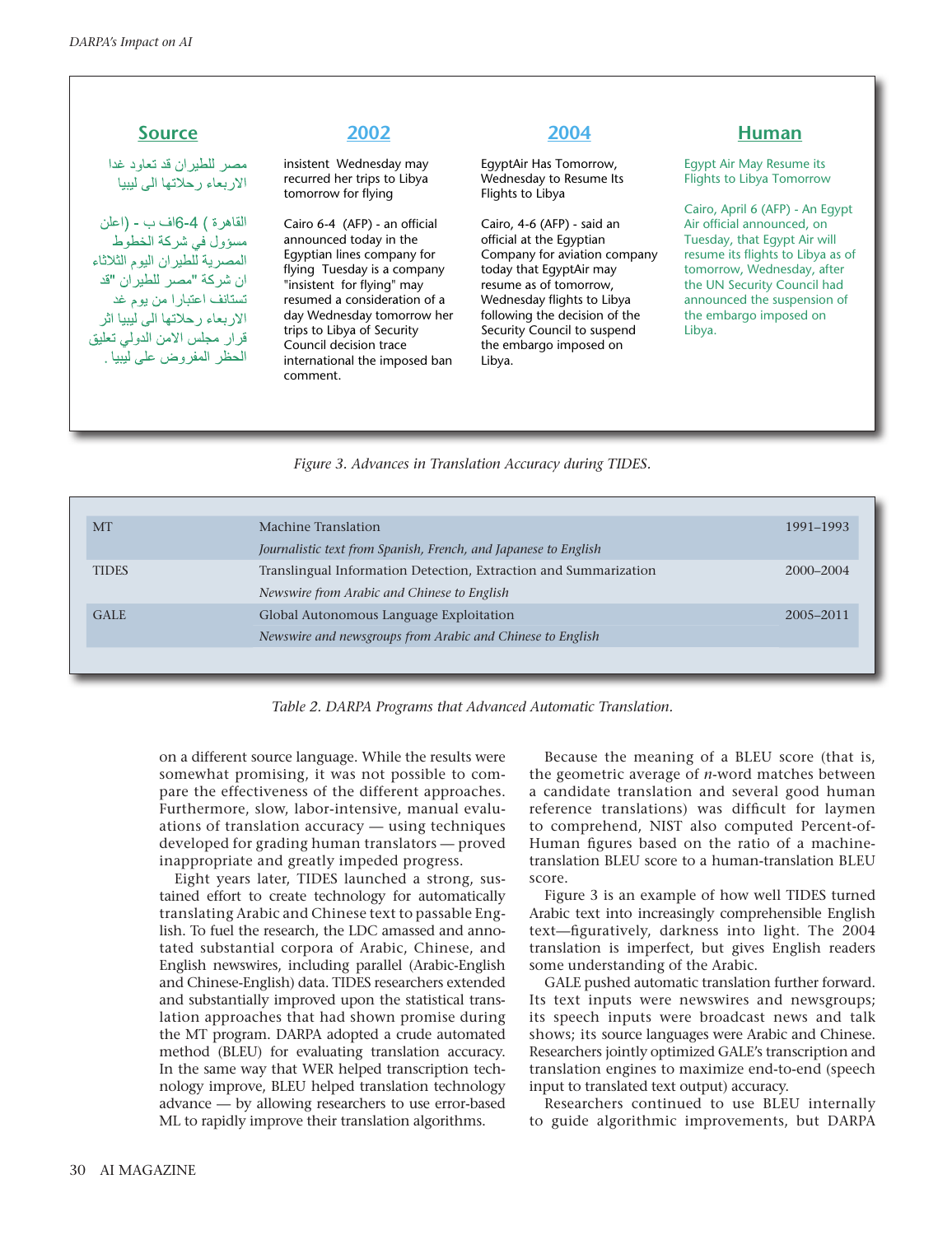| Source | 2002 | 2004 | Human |
|---|---|---|---|
| مصر للطيران قد تعاود غدا الاربعاء رحلاتها الى ليبيا | insistent Wednesday may recurred her trips to Libya tomorrow for flying | EgyptAir Has Tomorrow, Wednesday to Resume Its Flights to Libya | Egypt Air May Resume its Flights to Libya Tomorrow |
| القاهرة ( 4-6اف ب - (اعلن مسؤول في شركة الخطوط المصرية للطيران اليوم الثلاثاء ان شركة "مصر للطيران "قد تستانف اعتبارا من يوم غد الاربعاء رحلاتها الى ليبيا اثر قرار مجلس الامن الدولي تعليق الحظر المفروض على ليبيا . | Cairo 6-4 (AFP) - an official announced today in the Egyptian lines company for flying Tuesday is a company "insistent for flying" may resumed a consideration of a day Wednesday tomorrow her trips to Libya of Security Council decision trace international the imposed ban comment. | Cairo, 4-6 (AFP) - said an official at the Egyptian Company for aviation company today that EgyptAir may resume as of tomorrow, Wednesday flights to Libya following the decision of the Security Council to suspend the embargo imposed on Libya. | Cairo, April 6 (AFP) - An Egypt Air official announced, on Tuesday, that Egypt Air will resume its flights to Libya as of tomorrow, Wednesday, after the UN Security Council had announced the suspension of the embargo imposed on Libya. |

*Figure 3. Advances in Translation Accuracy during TIDES.*

| | | |
|---|---|---|
| MT | Machine Translation<br>*Journalistic text from Spanish, French, and Japanese to English* | 1991–1993 |
| TIDES | Translingual Information Detection, Extraction and Summarization<br>*Newswire from Arabic and Chinese to English* | 2000–2004 |
| GALE | Global Autonomous Language Exploitation<br>*Newswire and newsgroups from Arabic and Chinese to English* | 2005–2011 |

*Table 2. DARPA Programs that Advanced Automatic Translation.*

on a different source language. While the results were somewhat promising, it was not possible to compare the effectiveness of the different approaches. Furthermore, slow, labor-intensive, manual evaluations of translation accuracy — using techniques developed for grading human translators — proved inappropriate and greatly impeded progress.

Eight years later, TIDES launched a strong, sustained effort to create technology for automatically translating Arabic and Chinese text to passable English. To fuel the research, the LDC amassed and annotated substantial corpora of Arabic, Chinese, and English newswires, including parallel (Arabic-English and Chinese-English) data. TIDES researchers extended and substantially improved upon the statistical translation approaches that had shown promise during the MT program. DARPA adopted a crude automated method (BLEU) for evaluating translation accuracy. In the same way that WER helped transcription technology improve, BLEU helped translation technology advance — by allowing researchers to use error-based ML to rapidly improve their translation algorithms.

Because the meaning of a BLEU score (that is, the geometric average of *n*-word matches between a candidate translation and several good human reference translations) was difficult for laymen to comprehend, NIST also computed Percent-of-Human figures based on the ratio of a machine-translation BLEU score to a human-translation BLEU score.

Figure 3 is an example of how well TIDES turned Arabic text into increasingly comprehensible English text—figuratively, darkness into light. The 2004 translation is imperfect, but gives English readers some understanding of the Arabic.

GALE pushed automatic translation further forward. Its text inputs were newswires and newsgroups; its speech inputs were broadcast news and talk shows; its source languages were Arabic and Chinese. Researchers jointly optimized GALE's transcription and translation engines to maximize end-to-end (speech input to translated text output) accuracy.

Researchers continued to use BLEU internally to guide algorithmic improvements, but DARPA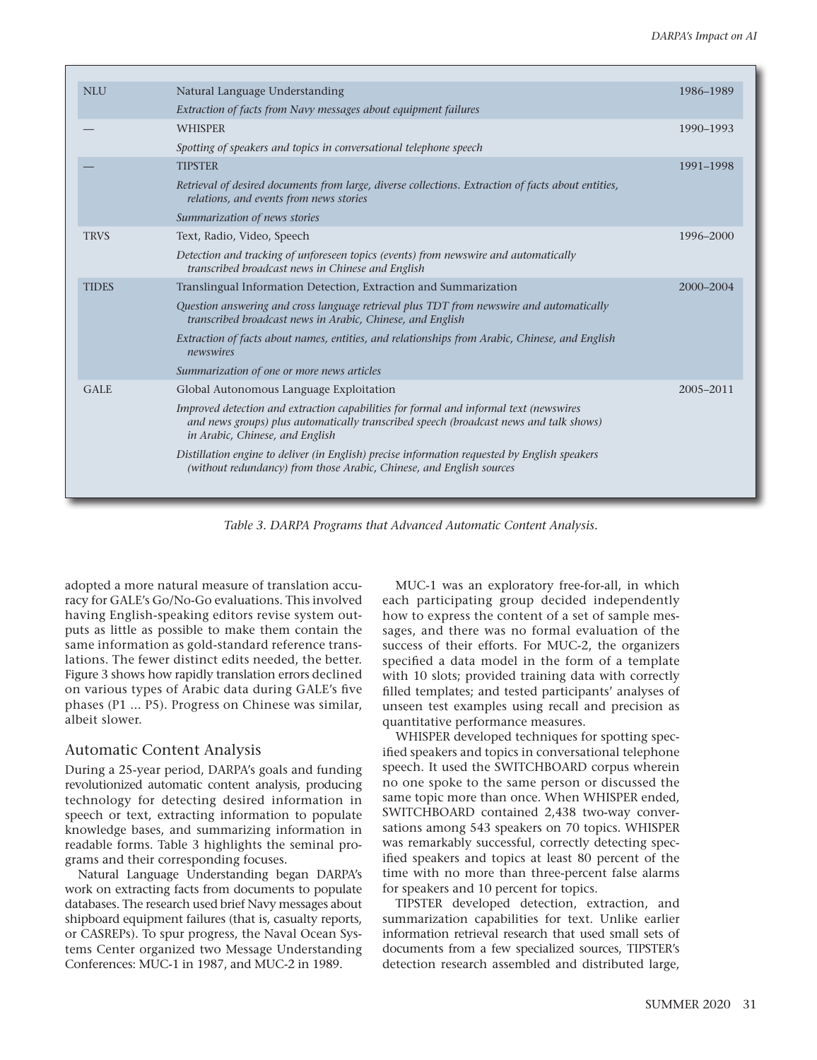| | | |
|---|---|---|
| NLU | Natural Language Understanding<br>*Extraction of facts from Navy messages about equipment failures* | 1986–1989 |
| — | WHISPER<br>*Spotting of speakers and topics in conversational telephone speech* | 1990–1993 |
| — | TIPSTER<br>*Retrieval of desired documents from large, diverse collections. Extraction of facts about entities, relations, and events from news stories*<br>*Summarization of news stories* | 1991–1998 |
| TRVS | Text, Radio, Video, Speech<br>*Detection and tracking of unforeseen topics (events) from newswire and automatically transcribed broadcast news in Chinese and English* | 1996–2000 |
| TIDES | Translingual Information Detection, Extraction and Summarization<br>*Question answering and cross language retrieval plus TDT from newswire and automatically transcribed broadcast news in Arabic, Chinese, and English*<br>*Extraction of facts about names, entities, and relationships from Arabic, Chinese, and English newswires*<br>*Summarization of one or more news articles* | 2000–2004 |
| GALE | Global Autonomous Language Exploitation<br>*Improved detection and extraction capabilities for formal and informal text (newswires and news groups) plus automatically transcribed speech (broadcast news and talk shows) in Arabic, Chinese, and English*<br>*Distillation engine to deliver (in English) precise information requested by English speakers (without redundancy) from those Arabic, Chinese, and English sources* | 2005–2011 |

*Table 3. DARPA Programs that Advanced Automatic Content Analysis.*

adopted a more natural measure of translation accuracy for GALE's Go/No-Go evaluations. This involved having English-speaking editors revise system outputs as little as possible to make them contain the same information as gold-standard reference translations. The fewer distinct edits needed, the better. Figure 3 shows how rapidly translation errors declined on various types of Arabic data during GALE's five phases (P1 ... P5). Progress on Chinese was similar, albeit slower.

## Automatic Content Analysis

During a 25-year period, DARPA's goals and funding revolutionized automatic content analysis, producing technology for detecting desired information in speech or text, extracting information to populate knowledge bases, and summarizing information in readable forms. Table 3 highlights the seminal programs and their corresponding focuses.

Natural Language Understanding began DARPA's work on extracting facts from documents to populate databases. The research used brief Navy messages about shipboard equipment failures (that is, casualty reports, or CASREPs). To spur progress, the Naval Ocean Systems Center organized two Message Understanding Conferences: MUC-1 in 1987, and MUC-2 in 1989.

MUC-1 was an exploratory free-for-all, in which each participating group decided independently how to express the content of a set of sample messages, and there was no formal evaluation of the success of their efforts. For MUC-2, the organizers specified a data model in the form of a template with 10 slots; provided training data with correctly filled templates; and tested participants' analyses of unseen test examples using recall and precision as quantitative performance measures.

WHISPER developed techniques for spotting specified speakers and topics in conversational telephone speech. It used the SWITCHBOARD corpus wherein no one spoke to the same person or discussed the same topic more than once. When WHISPER ended, SWITCHBOARD contained 2,438 two-way conversations among 543 speakers on 70 topics. WHISPER was remarkably successful, correctly detecting specified speakers and topics at least 80 percent of the time with no more than three-percent false alarms for speakers and 10 percent for topics.

TIPSTER developed detection, extraction, and summarization capabilities for text. Unlike earlier information retrieval research that used small sets of documents from a few specialized sources, TIPSTER's detection research assembled and distributed large,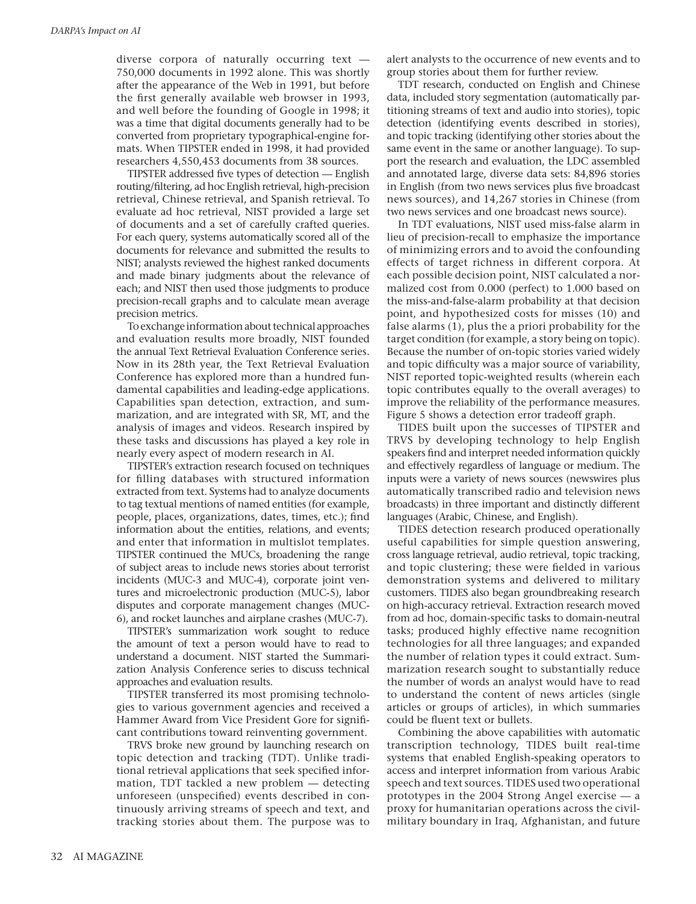diverse corpora of naturally occurring text — 750,000 documents in 1992 alone. This was shortly after the appearance of the Web in 1991, but before the first generally available web browser in 1993, and well before the founding of Google in 1998; it was a time that digital documents generally had to be converted from proprietary typographical-engine formats. When TIPSTER ended in 1998, it had provided researchers 4,550,453 documents from 38 sources.

TIPSTER addressed five types of detection — English routing/filtering, ad hoc English retrieval, high-precision retrieval, Chinese retrieval, and Spanish retrieval. To evaluate ad hoc retrieval, NIST provided a large set of documents and a set of carefully crafted queries. For each query, systems automatically scored all of the documents for relevance and submitted the results to NIST; analysts reviewed the highest ranked documents and made binary judgments about the relevance of each; and NIST then used those judgments to produce precision-recall graphs and to calculate mean average precision metrics.

To exchange information about technical approaches and evaluation results more broadly, NIST founded the annual Text Retrieval Evaluation Conference series. Now in its 28th year, the Text Retrieval Evaluation Conference has explored more than a hundred fundamental capabilities and leading-edge applications. Capabilities span detection, extraction, and summarization, and are integrated with SR, MT, and the analysis of images and videos. Research inspired by these tasks and discussions has played a key role in nearly every aspect of modern research in AI.

TIPSTER's extraction research focused on techniques for filling databases with structured information extracted from text. Systems had to analyze documents to tag textual mentions of named entities (for example, people, places, organizations, dates, times, etc.); find information about the entities, relations, and events; and enter that information in multislot templates. TIPSTER continued the MUCs, broadening the range of subject areas to include news stories about terrorist incidents (MUC-3 and MUC-4), corporate joint ventures and microelectronic production (MUC-5), labor disputes and corporate management changes (MUC-6), and rocket launches and airplane crashes (MUC-7).

TIPSTER's summarization work sought to reduce the amount of text a person would have to read to understand a document. NIST started the Summarization Analysis Conference series to discuss technical approaches and evaluation results.

TIPSTER transferred its most promising technologies to various government agencies and received a Hammer Award from Vice President Gore for significant contributions toward reinventing government.

TRVS broke new ground by launching research on topic detection and tracking (TDT). Unlike traditional retrieval applications that seek specified information, TDT tackled a new problem — detecting unforeseen (unspecified) events described in continuously arriving streams of speech and text, and tracking stories about them. The purpose was to alert analysts to the occurrence of new events and to group stories about them for further review.

TDT research, conducted on English and Chinese data, included story segmentation (automatically partitioning streams of text and audio into stories), topic detection (identifying events described in stories), and topic tracking (identifying other stories about the same event in the same or another language). To support the research and evaluation, the LDC assembled and annotated large, diverse data sets: 84,896 stories in English (from two news services plus five broadcast news sources), and 14,267 stories in Chinese (from two news services and one broadcast news source).

In TDT evaluations, NIST used miss-false alarm in lieu of precision-recall to emphasize the importance of minimizing errors and to avoid the confounding effects of target richness in different corpora. At each possible decision point, NIST calculated a normalized cost from 0.000 (perfect) to 1.000 based on the miss-and-false-alarm probability at that decision point, and hypothesized costs for misses (10) and false alarms (1), plus the a priori probability for the target condition (for example, a story being on topic). Because the number of on-topic stories varied widely and topic difficulty was a major source of variability, NIST reported topic-weighted results (wherein each topic contributes equally to the overall averages) to improve the reliability of the performance measures. Figure 5 shows a detection error tradeoff graph.

TIDES built upon the successes of TIPSTER and TRVS by developing technology to help English speakers find and interpret needed information quickly and effectively regardless of language or medium. The inputs were a variety of news sources (newswires plus automatically transcribed radio and television news broadcasts) in three important and distinctly different languages (Arabic, Chinese, and English).

TIDES detection research produced operationally useful capabilities for simple question answering, cross language retrieval, audio retrieval, topic tracking, and topic clustering; these were fielded in various demonstration systems and delivered to military customers. TIDES also began groundbreaking research on high-accuracy retrieval. Extraction research moved from ad hoc, domain-specific tasks to domain-neutral tasks; produced highly effective name recognition technologies for all three languages; and expanded the number of relation types it could extract. Summarization research sought to substantially reduce the number of words an analyst would have to read to understand the content of news articles (single articles or groups of articles), in which summaries could be fluent text or bullets.

Combining the above capabilities with automatic transcription technology, TIDES built real-time systems that enabled English-speaking operators to access and interpret information from various Arabic speech and text sources. TIDES used two operational prototypes in the 2004 Strong Angel exercise — a proxy for humanitarian operations across the civil-military boundary in Iraq, Afghanistan, and future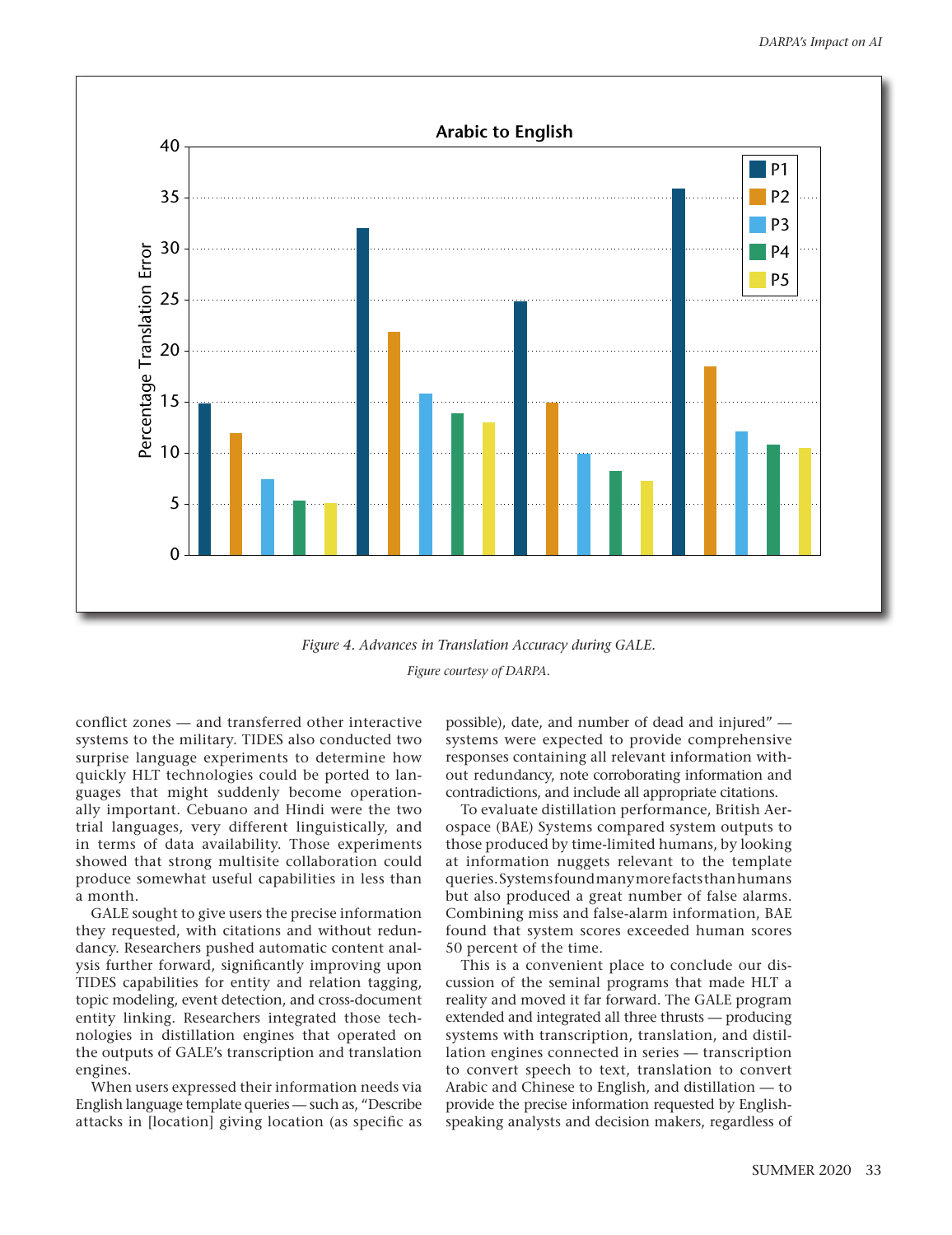*Figure 4. Advances in Translation Accuracy during GALE.*

*Figure courtesy of DARPA.*

conflict zones — and transferred other interactive systems to the military. TIDES also conducted two surprise language experiments to determine how quickly HLT technologies could be ported to languages that might suddenly become operationally important. Cebuano and Hindi were the two trial languages, very different linguistically, and in terms of data availability. Those experiments showed that strong multisite collaboration could produce somewhat useful capabilities in less than a month.

GALE sought to give users the precise information they requested, with citations and without redundancy. Researchers pushed automatic content analysis further forward, significantly improving upon TIDES capabilities for entity and relation tagging, topic modeling, event detection, and cross-document entity linking. Researchers integrated those technologies in distillation engines that operated on the outputs of GALE's transcription and translation engines.

When users expressed their information needs via English language template queries — such as, "Describe attacks in [location] giving location (as specific as possible), date, and number of dead and injured" — systems were expected to provide comprehensive responses containing all relevant information without redundancy, note corroborating information and contradictions, and include all appropriate citations.

To evaluate distillation performance, British Aerospace (BAE) Systems compared system outputs to those produced by time-limited humans, by looking at information nuggets relevant to the template queries. Systems found many more facts than humans but also produced a great number of false alarms. Combining miss and false-alarm information, BAE found that system scores exceeded human scores 50 percent of the time.

This is a convenient place to conclude our discussion of the seminal programs that made HLT a reality and moved it far forward. The GALE program extended and integrated all three thrusts — producing systems with transcription, translation, and distillation engines connected in series — transcription to convert speech to text, translation to convert Arabic and Chinese to English, and distillation — to provide the precise information requested by English-speaking analysts and decision makers, regardless of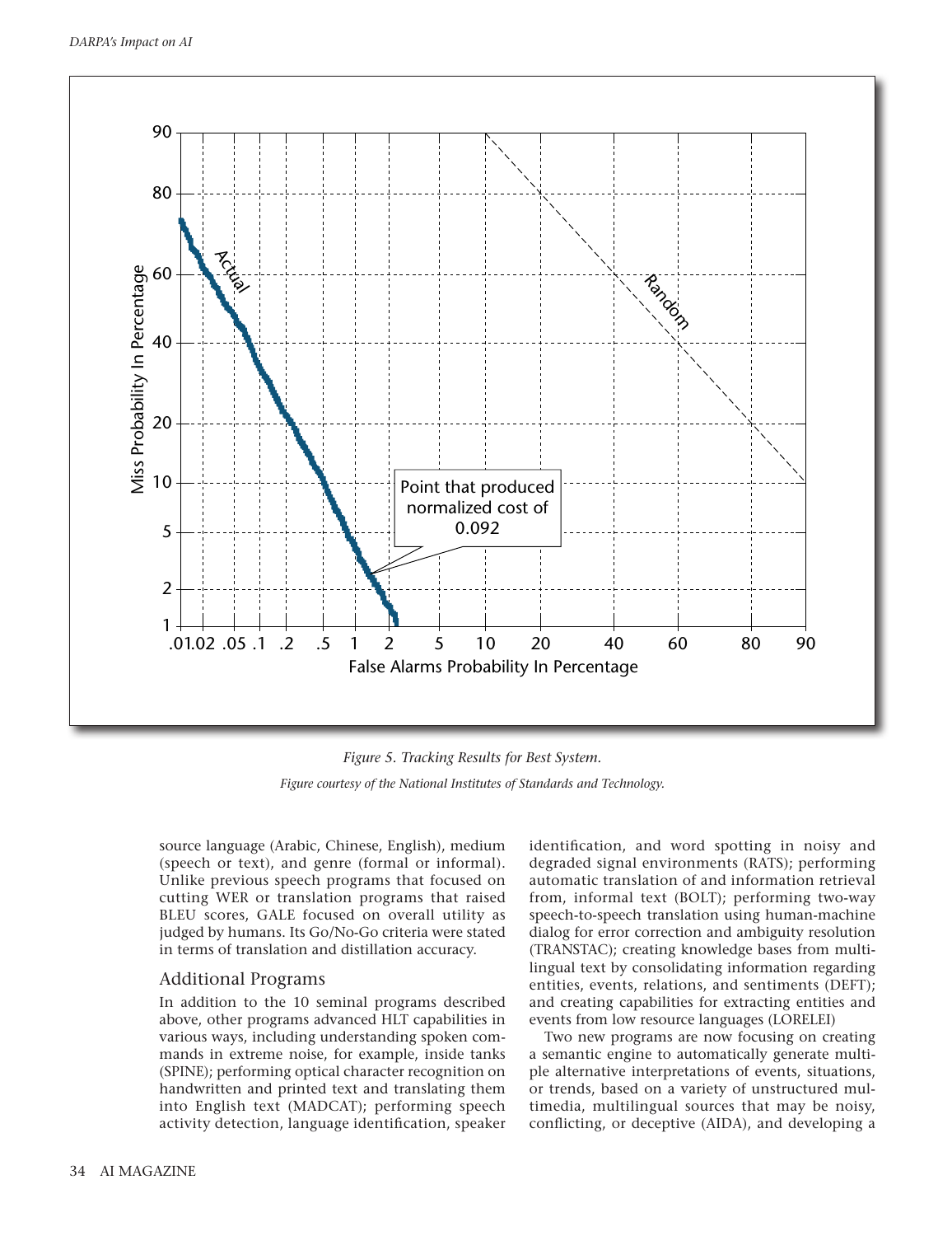*Figure 5. Tracking Results for Best System.*

*Figure courtesy of the National Institutes of Standards and Technology.*

source language (Arabic, Chinese, English), medium (speech or text), and genre (formal or informal). Unlike previous speech programs that focused on cutting WER or translation programs that raised BLEU scores, GALE focused on overall utility as judged by humans. Its Go/No-Go criteria were stated in terms of translation and distillation accuracy.

## Additional Programs

In addition to the 10 seminal programs described above, other programs advanced HLT capabilities in various ways, including understanding spoken commands in extreme noise, for example, inside tanks (SPINE); performing optical character recognition on handwritten and printed text and translating them into English text (MADCAT); performing speech activity detection, language identification, speaker identification, and word spotting in noisy and degraded signal environments (RATS); performing automatic translation of and information retrieval from, informal text (BOLT); performing two-way speech-to-speech translation using human-machine dialog for error correction and ambiguity resolution (TRANSTAC); creating knowledge bases from multilingual text by consolidating information regarding entities, events, relations, and sentiments (DEFT); and creating capabilities for extracting entities and events from low resource languages (LORELEI)

Two new programs are now focusing on creating a semantic engine to automatically generate multiple alternative interpretations of events, situations, or trends, based on a variety of unstructured multimedia, multilingual sources that may be noisy, conflicting, or deceptive (AIDA), and developing a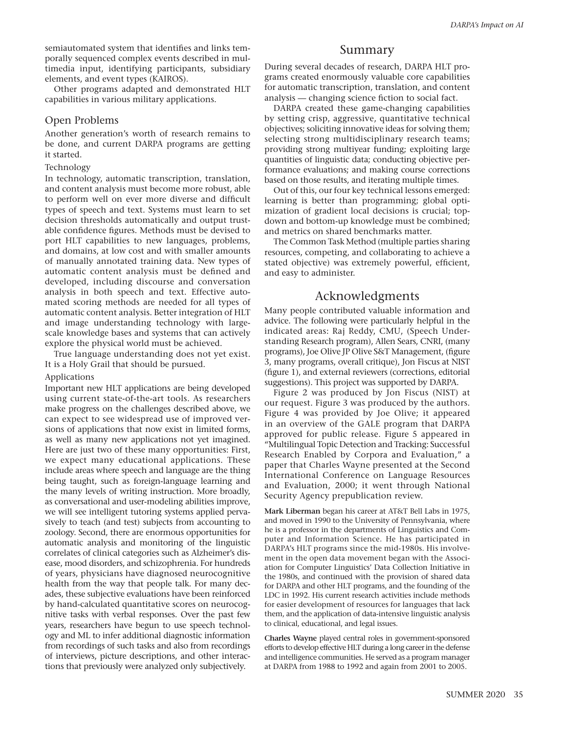semiautomated system that identifies and links temporally sequenced complex events described in multimedia input, identifying participants, subsidiary elements, and event types (KAIROS).

Other programs adapted and demonstrated HLT capabilities in various military applications.

## Open Problems

Another generation's worth of research remains to be done, and current DARPA programs are getting it started.

### Technology

In technology, automatic transcription, translation, and content analysis must become more robust, able to perform well on ever more diverse and difficult types of speech and text. Systems must learn to set decision thresholds automatically and output trustable confidence figures. Methods must be devised to port HLT capabilities to new languages, problems, and domains, at low cost and with smaller amounts of manually annotated training data. New types of automatic content analysis must be defined and developed, including discourse and conversation analysis in both speech and text. Effective automated scoring methods are needed for all types of automatic content analysis. Better integration of HLT and image understanding technology with large-scale knowledge bases and systems that can actively explore the physical world must be achieved.

True language understanding does not yet exist. It is a Holy Grail that should be pursued.

### Applications

Important new HLT applications are being developed using current state-of-the-art tools. As researchers make progress on the challenges described above, we can expect to see widespread use of improved versions of applications that now exist in limited forms, as well as many new applications not yet imagined. Here are just two of these many opportunities: First, we expect many educational applications. These include areas where speech and language are the thing being taught, such as foreign-language learning and the many levels of writing instruction. More broadly, as conversational and user-modeling abilities improve, we will see intelligent tutoring systems applied pervasively to teach (and test) subjects from accounting to zoology. Second, there are enormous opportunities for automatic analysis and monitoring of the linguistic correlates of clinical categories such as Alzheimer's disease, mood disorders, and schizophrenia. For hundreds of years, physicians have diagnosed neurocognitive health from the way that people talk. For many decades, these subjective evaluations have been reinforced by hand-calculated quantitative scores on neurocognitive tasks with verbal responses. Over the past few years, researchers have begun to use speech technology and ML to infer additional diagnostic information from recordings of such tasks and also from recordings of interviews, picture descriptions, and other interactions that previously were analyzed only subjectively.

## Summary

During several decades of research, DARPA HLT programs created enormously valuable core capabilities for automatic transcription, translation, and content analysis — changing science fiction to social fact.

DARPA created these game-changing capabilities by setting crisp, aggressive, quantitative technical objectives; soliciting innovative ideas for solving them; selecting strong multidisciplinary research teams; providing strong multiyear funding; exploiting large quantities of linguistic data; conducting objective performance evaluations; and making course corrections based on those results, and iterating multiple times.

Out of this, our four key technical lessons emerged: learning is better than programming; global optimization of gradient local decisions is crucial; top-down and bottom-up knowledge must be combined; and metrics on shared benchmarks matter.

The Common Task Method (multiple parties sharing resources, competing, and collaborating to achieve a stated objective) was extremely powerful, efficient, and easy to administer.

## Acknowledgments

Many people contributed valuable information and advice. The following were particularly helpful in the indicated areas: Raj Reddy, CMU, (Speech Understanding Research program), Allen Sears, CNRI, (many programs), Joe Olive JP Olive S&T Management, (figure 3, many programs, overall critique), Jon Fiscus at NIST (figure 1), and external reviewers (corrections, editorial suggestions). This project was supported by DARPA.

Figure 2 was produced by Jon Fiscus (NIST) at our request. Figure 3 was produced by the authors. Figure 4 was provided by Joe Olive; it appeared in an overview of the GALE program that DARPA approved for public release. Figure 5 appeared in "Multilingual Topic Detection and Tracking: Successful Research Enabled by Corpora and Evaluation," a paper that Charles Wayne presented at the Second International Conference on Language Resources and Evaluation, 2000; it went through National Security Agency prepublication review.

**Mark Liberman** began his career at AT&T Bell Labs in 1975, and moved in 1990 to the University of Pennsylvania, where he is a professor in the departments of Linguistics and Computer and Information Science. He has participated in DARPA's HLT programs since the mid-1980s. His involvement in the open data movement began with the Association for Computer Linguistics' Data Collection Initiative in the 1980s, and continued with the provision of shared data for DARPA and other HLT programs, and the founding of the LDC in 1992. His current research activities include methods for easier development of resources for languages that lack them, and the application of data-intensive linguistic analysis to clinical, educational, and legal issues.

**Charles Wayne** played central roles in government-sponsored efforts to develop effective HLT during a long career in the defense and intelligence communities. He served as a program manager at DARPA from 1988 to 1992 and again from 2001 to 2005.